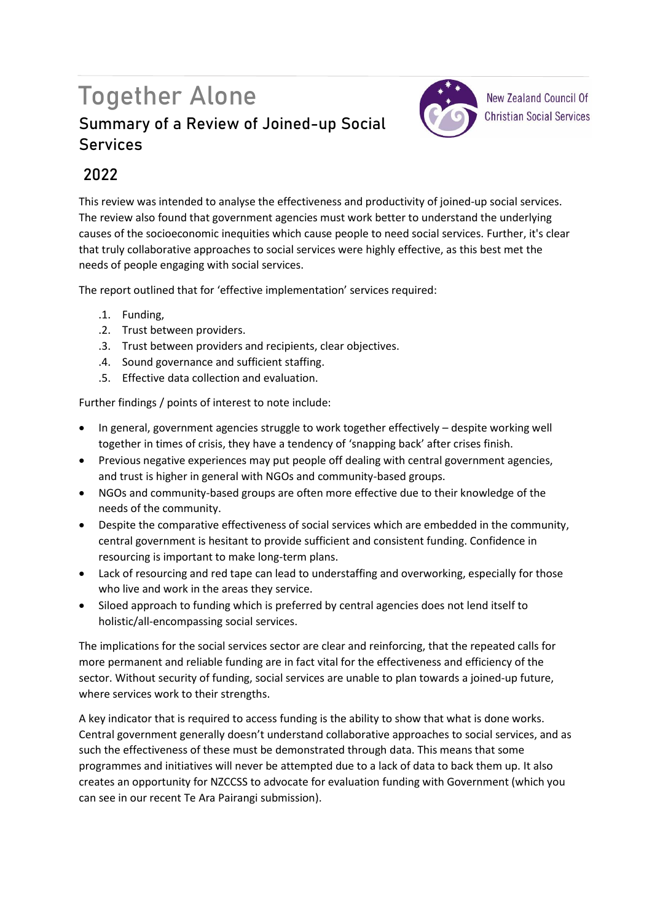# Together Alone

## Summary of a Review of Joined-up Social Services

New Zealand Council Of Christian Social Services

## 2022

This review was intended to analyse the effectiveness and productivity of joined-up social services. The review also found that government agencies must work better to understand the underlying causes of the socioeconomic inequities which cause people to need social services. Further, it's clear that truly collaborative approaches to social services were highly effective, as this best met the needs of people engaging with social services.

The report outlined that for 'effective implementation' services required:

.1. Funding,
.2. Trust between providers.
.3. Trust between providers and recipients, clear objectives.
.4. Sound governance and sufficient staffing.
.5. Effective data collection and evaluation.

Further findings / points of interest to note include:

- In general, government agencies struggle to work together effectively – despite working well together in times of crisis, they have a tendency of 'snapping back' after crises finish.
- Previous negative experiences may put people off dealing with central government agencies, and trust is higher in general with NGOs and community-based groups.
- NGOs and community-based groups are often more effective due to their knowledge of the needs of the community.
- Despite the comparative effectiveness of social services which are embedded in the community, central government is hesitant to provide sufficient and consistent funding. Confidence in resourcing is important to make long-term plans.
- Lack of resourcing and red tape can lead to understaffing and overworking, especially for those who live and work in the areas they service.
- Siloed approach to funding which is preferred by central agencies does not lend itself to holistic/all-encompassing social services.

The implications for the social services sector are clear and reinforcing, that the repeated calls for more permanent and reliable funding are in fact vital for the effectiveness and efficiency of the sector. Without security of funding, social services are unable to plan towards a joined-up future, where services work to their strengths.

A key indicator that is required to access funding is the ability to show that what is done works. Central government generally doesn't understand collaborative approaches to social services, and as such the effectiveness of these must be demonstrated through data. This means that some programmes and initiatives will never be attempted due to a lack of data to back them up. It also creates an opportunity for NZCCSS to advocate for evaluation funding with Government (which you can see in our recent Te Ara Pairangi submission).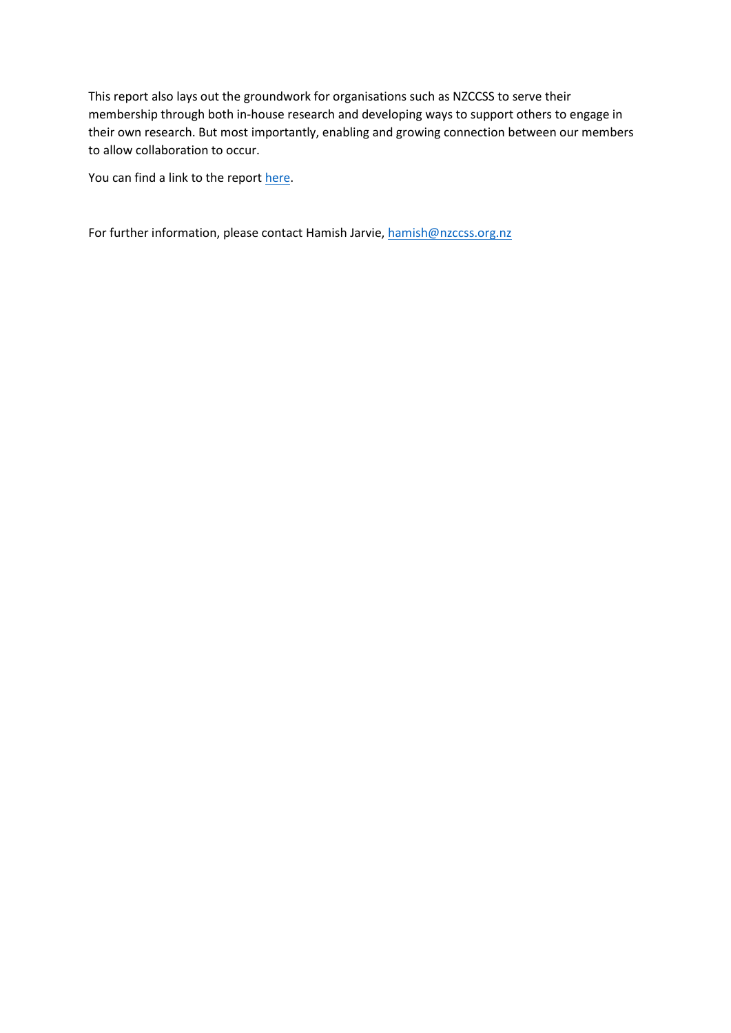This report also lays out the groundwork for organisations such as NZCCSS to serve their membership through both in-house research and developing ways to support others to engage in their own research. But most importantly, enabling and growing connection between our members to allow collaboration to occur.

You can find a link to the report here.

For further information, please contact Hamish Jarvie, hamish@nzccss.org.nz